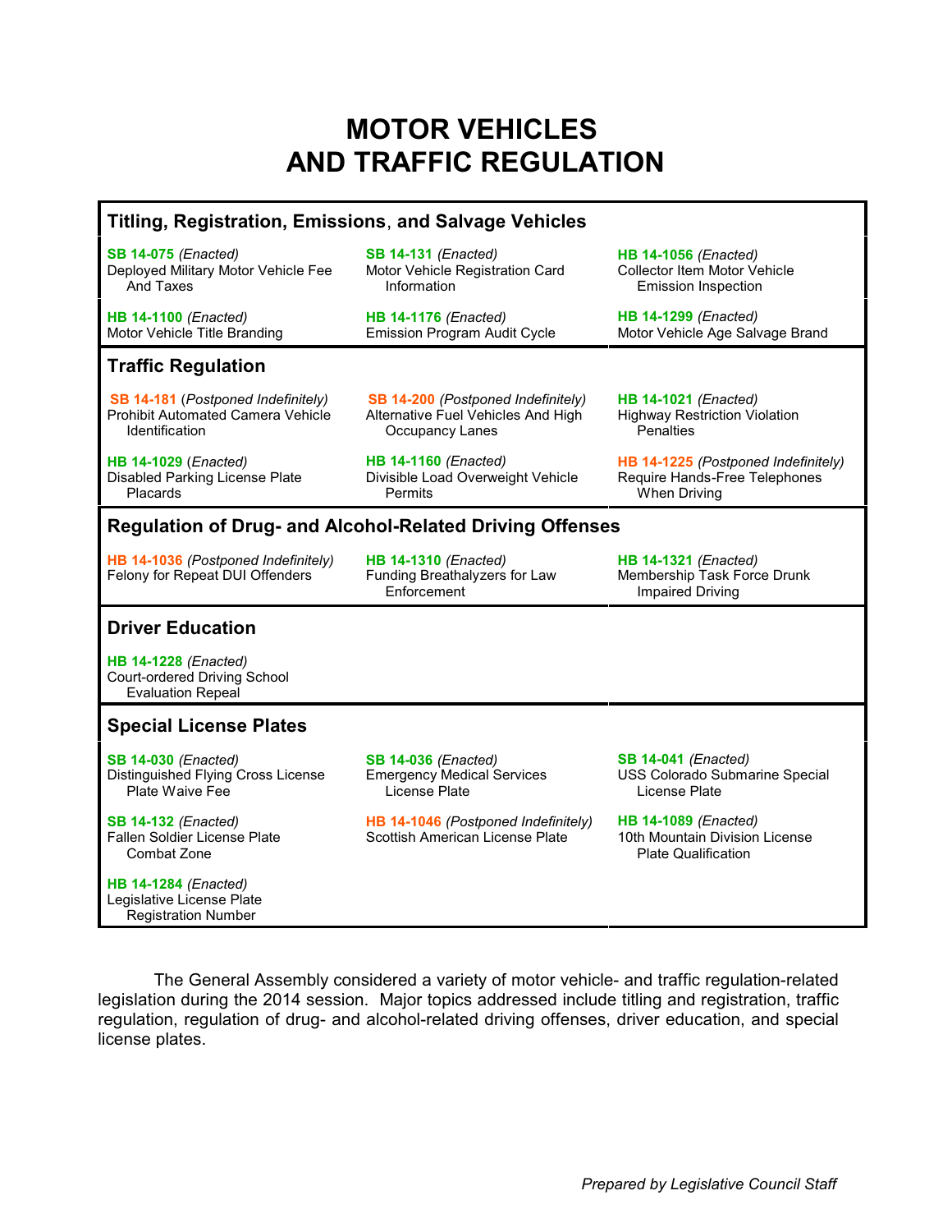# MOTOR VEHICLES AND TRAFFIC REGULATION

## Titling, Registration, Emissions, and Salvage Vehicles

| | | |
|---|---|---|
| **SB 14-075** *(Enacted)* Deployed Military Motor Vehicle Fee And Taxes | **SB 14-131** *(Enacted)* Motor Vehicle Registration Card Information | **HB 14-1056** *(Enacted)* Collector Item Motor Vehicle Emission Inspection |
| **HB 14-1100** *(Enacted)* Motor Vehicle Title Branding | **HB 14-1176** *(Enacted)* Emission Program Audit Cycle | **HB 14-1299** *(Enacted)* Motor Vehicle Age Salvage Brand |

## Traffic Regulation

| | | |
|---|---|---|
| **SB 14-181** *(Postponed Indefinitely)* Prohibit Automated Camera Vehicle Identification | **SB 14-200** *(Postponed Indefinitely)* Alternative Fuel Vehicles And High Occupancy Lanes | **HB 14-1021** *(Enacted)* Highway Restriction Violation Penalties |
| **HB 14-1029** *(Enacted)* Disabled Parking License Plate Placards | **HB 14-1160** *(Enacted)* Divisible Load Overweight Vehicle Permits | **HB 14-1225** *(Postponed Indefinitely)* Require Hands-Free Telephones When Driving |

## Regulation of Drug- and Alcohol-Related Driving Offenses

| | | |
|---|---|---|
| **HB 14-1036** *(Postponed Indefinitely)* Felony for Repeat DUI Offenders | **HB 14-1310** *(Enacted)* Funding Breathalyzers for Law Enforcement | **HB 14-1321** *(Enacted)* Membership Task Force Drunk Impaired Driving |

## Driver Education

**HB 14-1228** *(Enacted)*
Court-ordered Driving School Evaluation Repeal

## Special License Plates

| | | |
|---|---|---|
| **SB 14-030** *(Enacted)* Distinguished Flying Cross License Plate Waive Fee | **SB 14-036** *(Enacted)* Emergency Medical Services License Plate | **SB 14-041** *(Enacted)* USS Colorado Submarine Special License Plate |
| **SB 14-132** *(Enacted)* Fallen Soldier License Plate Combat Zone | **HB 14-1046** *(Postponed Indefinitely)* Scottish American License Plate | **HB 14-1089** *(Enacted)* 10th Mountain Division License Plate Qualification |
| **HB 14-1284** *(Enacted)* Legislative License Plate Registration Number | | |

The General Assembly considered a variety of motor vehicle- and traffic regulation-related legislation during the 2014 session. Major topics addressed include titling and registration, traffic regulation, regulation of drug- and alcohol-related driving offenses, driver education, and special license plates.

*Prepared by Legislative Council Staff*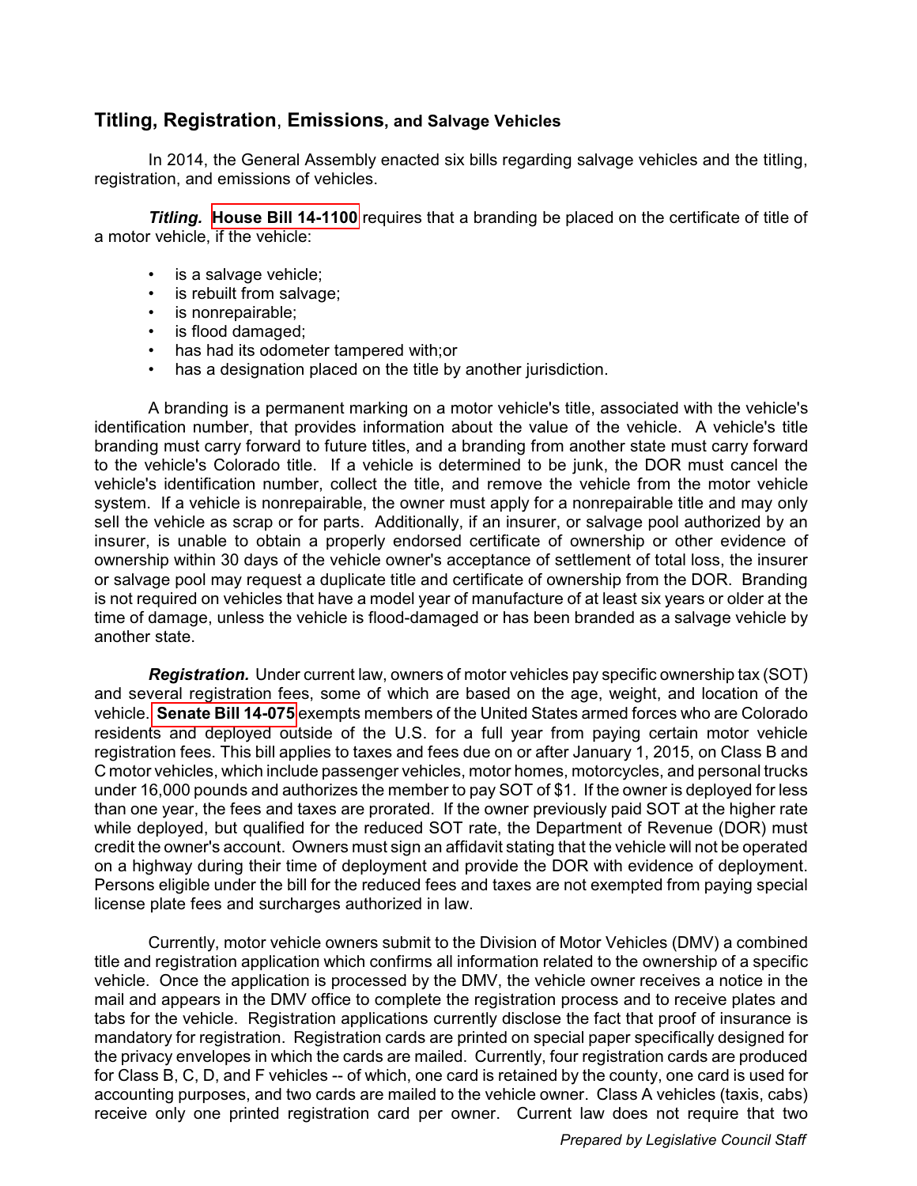## Titling, Registration, Emissions, and Salvage Vehicles

In 2014, the General Assembly enacted six bills regarding salvage vehicles and the titling, registration, and emissions of vehicles.

***Titling.*** **House Bill 14-1100** requires that a branding be placed on the certificate of title of a motor vehicle, if the vehicle:

- is a salvage vehicle;
- is rebuilt from salvage;
- is nonrepairable;
- is flood damaged;
- has had its odometer tampered with;or
- has a designation placed on the title by another jurisdiction.

A branding is a permanent marking on a motor vehicle's title, associated with the vehicle's identification number, that provides information about the value of the vehicle. A vehicle's title branding must carry forward to future titles, and a branding from another state must carry forward to the vehicle's Colorado title. If a vehicle is determined to be junk, the DOR must cancel the vehicle's identification number, collect the title, and remove the vehicle from the motor vehicle system. If a vehicle is nonrepairable, the owner must apply for a nonrepairable title and may only sell the vehicle as scrap or for parts. Additionally, if an insurer, or salvage pool authorized by an insurer, is unable to obtain a properly endorsed certificate of ownership or other evidence of ownership within 30 days of the vehicle owner's acceptance of settlement of total loss, the insurer or salvage pool may request a duplicate title and certificate of ownership from the DOR. Branding is not required on vehicles that have a model year of manufacture of at least six years or older at the time of damage, unless the vehicle is flood-damaged or has been branded as a salvage vehicle by another state.

***Registration.*** Under current law, owners of motor vehicles pay specific ownership tax (SOT) and several registration fees, some of which are based on the age, weight, and location of the vehicle. **Senate Bill 14-075** exempts members of the United States armed forces who are Colorado residents and deployed outside of the U.S. for a full year from paying certain motor vehicle registration fees. This bill applies to taxes and fees due on or after January 1, 2015, on Class B and C motor vehicles, which include passenger vehicles, motor homes, motorcycles, and personal trucks under 16,000 pounds and authorizes the member to pay SOT of $1. If the owner is deployed for less than one year, the fees and taxes are prorated. If the owner previously paid SOT at the higher rate while deployed, but qualified for the reduced SOT rate, the Department of Revenue (DOR) must credit the owner's account. Owners must sign an affidavit stating that the vehicle will not be operated on a highway during their time of deployment and provide the DOR with evidence of deployment. Persons eligible under the bill for the reduced fees and taxes are not exempted from paying special license plate fees and surcharges authorized in law.

Currently, motor vehicle owners submit to the Division of Motor Vehicles (DMV) a combined title and registration application which confirms all information related to the ownership of a specific vehicle. Once the application is processed by the DMV, the vehicle owner receives a notice in the mail and appears in the DMV office to complete the registration process and to receive plates and tabs for the vehicle. Registration applications currently disclose the fact that proof of insurance is mandatory for registration. Registration cards are printed on special paper specifically designed for the privacy envelopes in which the cards are mailed. Currently, four registration cards are produced for Class B, C, D, and F vehicles -- of which, one card is retained by the county, one card is used for accounting purposes, and two cards are mailed to the vehicle owner. Class A vehicles (taxis, cabs) receive only one printed registration card per owner. Current law does not require that two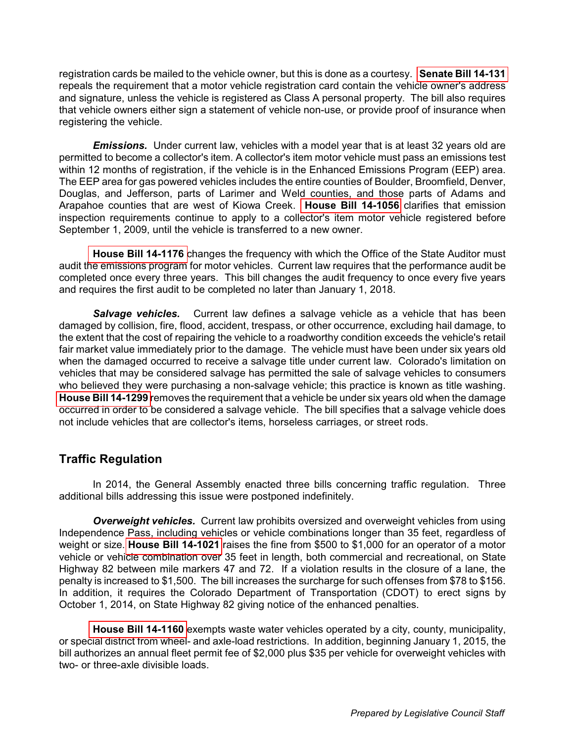registration cards be mailed to the vehicle owner, but this is done as a courtesy. **Senate Bill 14-131** repeals the requirement that a motor vehicle registration card contain the vehicle owner's address and signature, unless the vehicle is registered as Class A personal property. The bill also requires that vehicle owners either sign a statement of vehicle non-use, or provide proof of insurance when registering the vehicle.

***Emissions.*** Under current law, vehicles with a model year that is at least 32 years old are permitted to become a collector's item. A collector's item motor vehicle must pass an emissions test within 12 months of registration, if the vehicle is in the Enhanced Emissions Program (EEP) area. The EEP area for gas powered vehicles includes the entire counties of Boulder, Broomfield, Denver, Douglas, and Jefferson, parts of Larimer and Weld counties, and those parts of Adams and Arapahoe counties that are west of Kiowa Creek. **House Bill 14-1056** clarifies that emission inspection requirements continue to apply to a collector's item motor vehicle registered before September 1, 2009, until the vehicle is transferred to a new owner.

**House Bill 14-1176** changes the frequency with which the Office of the State Auditor must audit the emissions program for motor vehicles. Current law requires that the performance audit be completed once every three years. This bill changes the audit frequency to once every five years and requires the first audit to be completed no later than January 1, 2018.

***Salvage vehicles.*** Current law defines a salvage vehicle as a vehicle that has been damaged by collision, fire, flood, accident, trespass, or other occurrence, excluding hail damage, to the extent that the cost of repairing the vehicle to a roadworthy condition exceeds the vehicle's retail fair market value immediately prior to the damage. The vehicle must have been under six years old when the damaged occurred to receive a salvage title under current law. Colorado's limitation on vehicles that may be considered salvage has permitted the sale of salvage vehicles to consumers who believed they were purchasing a non-salvage vehicle; this practice is known as title washing. **House Bill 14-1299** removes the requirement that a vehicle be under six years old when the damage occurred in order to be considered a salvage vehicle. The bill specifies that a salvage vehicle does not include vehicles that are collector's items, horseless carriages, or street rods.

## Traffic Regulation

In 2014, the General Assembly enacted three bills concerning traffic regulation. Three additional bills addressing this issue were postponed indefinitely.

***Overweight vehicles.*** Current law prohibits oversized and overweight vehicles from using Independence Pass, including vehicles or vehicle combinations longer than 35 feet, regardless of weight or size. **House Bill 14-1021** raises the fine from $500 to $1,000 for an operator of a motor vehicle or vehicle combination over 35 feet in length, both commercial and recreational, on State Highway 82 between mile markers 47 and 72. If a violation results in the closure of a lane, the penalty is increased to $1,500. The bill increases the surcharge for such offenses from $78 to $156. In addition, it requires the Colorado Department of Transportation (CDOT) to erect signs by October 1, 2014, on State Highway 82 giving notice of the enhanced penalties.

**House Bill 14-1160** exempts waste water vehicles operated by a city, county, municipality, or special district from wheel- and axle-load restrictions. In addition, beginning January 1, 2015, the bill authorizes an annual fleet permit fee of $2,000 plus $35 per vehicle for overweight vehicles with two- or three-axle divisible loads.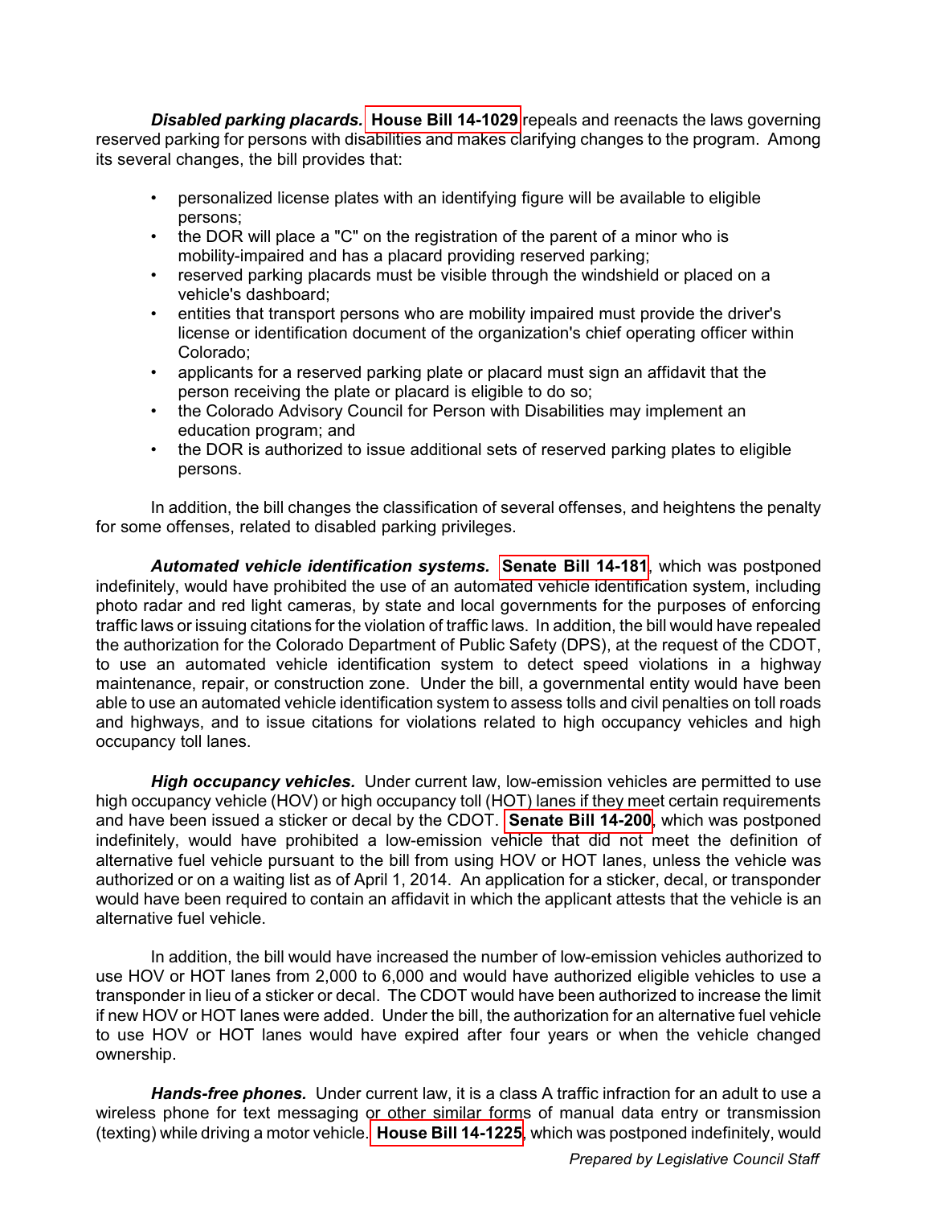***Disabled parking placards.*** **House Bill 14-1029** repeals and reenacts the laws governing reserved parking for persons with disabilities and makes clarifying changes to the program. Among its several changes, the bill provides that:

- personalized license plates with an identifying figure will be available to eligible persons;
- the DOR will place a "C" on the registration of the parent of a minor who is mobility-impaired and has a placard providing reserved parking;
- reserved parking placards must be visible through the windshield or placed on a vehicle's dashboard;
- entities that transport persons who are mobility impaired must provide the driver's license or identification document of the organization's chief operating officer within Colorado;
- applicants for a reserved parking plate or placard must sign an affidavit that the person receiving the plate or placard is eligible to do so;
- the Colorado Advisory Council for Person with Disabilities may implement an education program; and
- the DOR is authorized to issue additional sets of reserved parking plates to eligible persons.

In addition, the bill changes the classification of several offenses, and heightens the penalty for some offenses, related to disabled parking privileges.

***Automated vehicle identification systems.*** **Senate Bill 14-181**, which was postponed indefinitely, would have prohibited the use of an automated vehicle identification system, including photo radar and red light cameras, by state and local governments for the purposes of enforcing traffic laws or issuing citations for the violation of traffic laws. In addition, the bill would have repealed the authorization for the Colorado Department of Public Safety (DPS), at the request of the CDOT, to use an automated vehicle identification system to detect speed violations in a highway maintenance, repair, or construction zone. Under the bill, a governmental entity would have been able to use an automated vehicle identification system to assess tolls and civil penalties on toll roads and highways, and to issue citations for violations related to high occupancy vehicles and high occupancy toll lanes.

***High occupancy vehicles.*** Under current law, low-emission vehicles are permitted to use high occupancy vehicle (HOV) or high occupancy toll (HOT) lanes if they meet certain requirements and have been issued a sticker or decal by the CDOT. **Senate Bill 14-200**, which was postponed indefinitely, would have prohibited a low-emission vehicle that did not meet the definition of alternative fuel vehicle pursuant to the bill from using HOV or HOT lanes, unless the vehicle was authorized or on a waiting list as of April 1, 2014. An application for a sticker, decal, or transponder would have been required to contain an affidavit in which the applicant attests that the vehicle is an alternative fuel vehicle.

In addition, the bill would have increased the number of low-emission vehicles authorized to use HOV or HOT lanes from 2,000 to 6,000 and would have authorized eligible vehicles to use a transponder in lieu of a sticker or decal. The CDOT would have been authorized to increase the limit if new HOV or HOT lanes were added. Under the bill, the authorization for an alternative fuel vehicle to use HOV or HOT lanes would have expired after four years or when the vehicle changed ownership.

***Hands-free phones.*** Under current law, it is a class A traffic infraction for an adult to use a wireless phone for text messaging or other similar forms of manual data entry or transmission (texting) while driving a motor vehicle. **House Bill 14-1225**, which was postponed indefinitely, would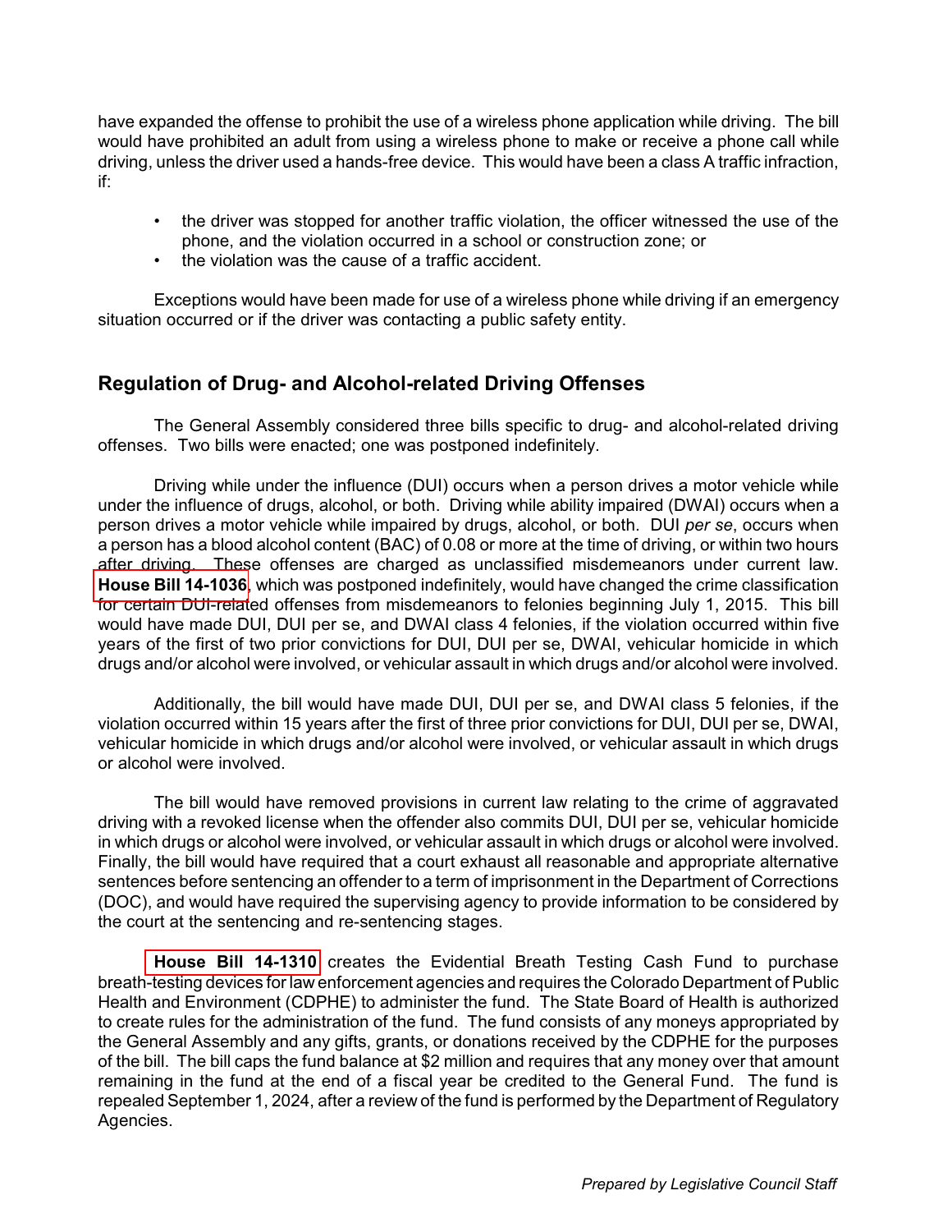have expanded the offense to prohibit the use of a wireless phone application while driving. The bill would have prohibited an adult from using a wireless phone to make or receive a phone call while driving, unless the driver used a hands-free device. This would have been a class A traffic infraction, if:

- the driver was stopped for another traffic violation, the officer witnessed the use of the phone, and the violation occurred in a school or construction zone; or
- the violation was the cause of a traffic accident.

Exceptions would have been made for use of a wireless phone while driving if an emergency situation occurred or if the driver was contacting a public safety entity.

## Regulation of Drug- and Alcohol-related Driving Offenses

The General Assembly considered three bills specific to drug- and alcohol-related driving offenses. Two bills were enacted; one was postponed indefinitely.

Driving while under the influence (DUI) occurs when a person drives a motor vehicle while under the influence of drugs, alcohol, or both. Driving while ability impaired (DWAI) occurs when a person drives a motor vehicle while impaired by drugs, alcohol, or both. DUI *per se*, occurs when a person has a blood alcohol content (BAC) of 0.08 or more at the time of driving, or within two hours after driving. These offenses are charged as unclassified misdemeanors under current law. **House Bill 14-1036**, which was postponed indefinitely, would have changed the crime classification for certain DUI-related offenses from misdemeanors to felonies beginning July 1, 2015. This bill would have made DUI, DUI per se, and DWAI class 4 felonies, if the violation occurred within five years of the first of two prior convictions for DUI, DUI per se, DWAI, vehicular homicide in which drugs and/or alcohol were involved, or vehicular assault in which drugs and/or alcohol were involved.

Additionally, the bill would have made DUI, DUI per se, and DWAI class 5 felonies, if the violation occurred within 15 years after the first of three prior convictions for DUI, DUI per se, DWAI, vehicular homicide in which drugs and/or alcohol were involved, or vehicular assault in which drugs or alcohol were involved.

The bill would have removed provisions in current law relating to the crime of aggravated driving with a revoked license when the offender also commits DUI, DUI per se, vehicular homicide in which drugs or alcohol were involved, or vehicular assault in which drugs or alcohol were involved. Finally, the bill would have required that a court exhaust all reasonable and appropriate alternative sentences before sentencing an offender to a term of imprisonment in the Department of Corrections (DOC), and would have required the supervising agency to provide information to be considered by the court at the sentencing and re-sentencing stages.

**House Bill 14-1310** creates the Evidential Breath Testing Cash Fund to purchase breath-testing devices for law enforcement agencies and requires the Colorado Department of Public Health and Environment (CDPHE) to administer the fund. The State Board of Health is authorized to create rules for the administration of the fund. The fund consists of any moneys appropriated by the General Assembly and any gifts, grants, or donations received by the CDPHE for the purposes of the bill. The bill caps the fund balance at $2 million and requires that any money over that amount remaining in the fund at the end of a fiscal year be credited to the General Fund. The fund is repealed September 1, 2024, after a review of the fund is performed by the Department of Regulatory Agencies.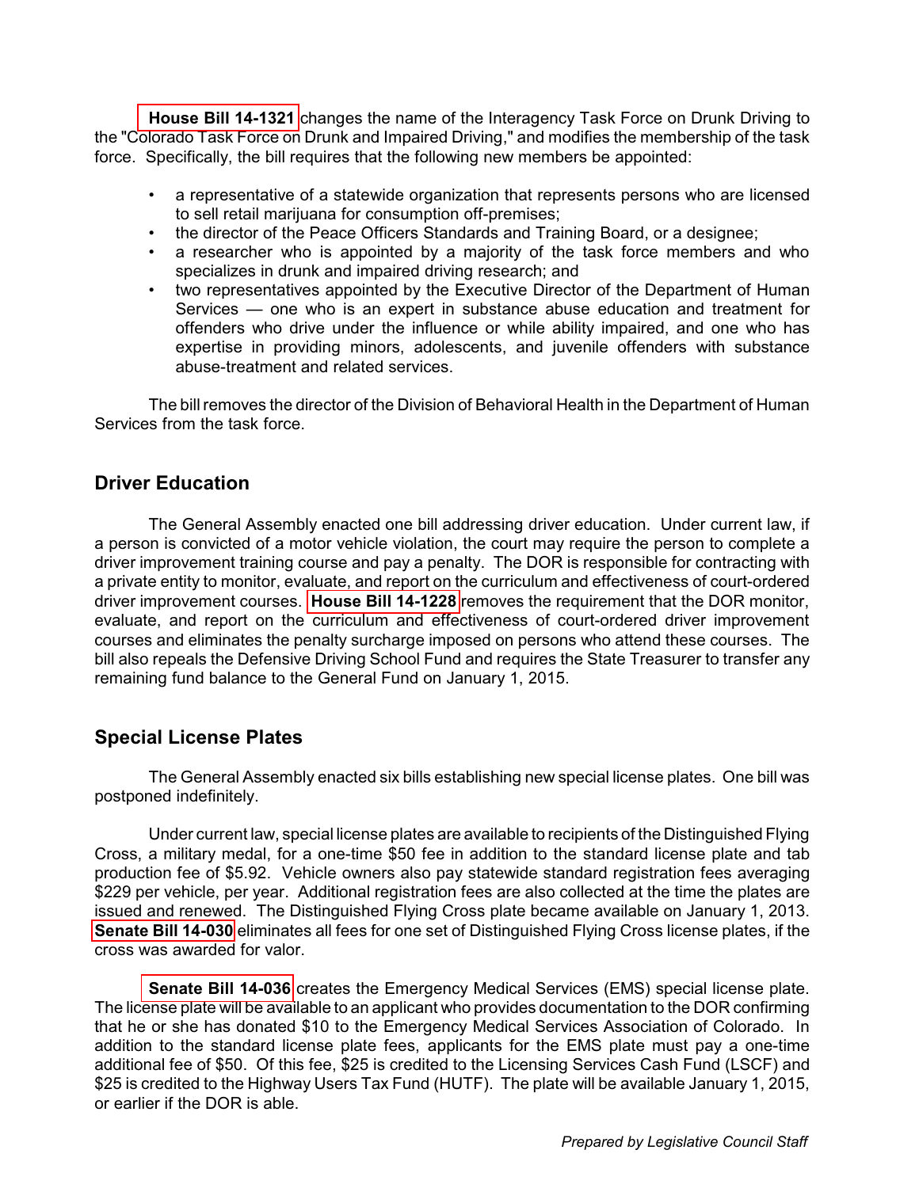**House Bill 14-1321** changes the name of the Interagency Task Force on Drunk Driving to the "Colorado Task Force on Drunk and Impaired Driving," and modifies the membership of the task force. Specifically, the bill requires that the following new members be appointed:

- a representative of a statewide organization that represents persons who are licensed to sell retail marijuana for consumption off-premises;
- the director of the Peace Officers Standards and Training Board, or a designee;
- a researcher who is appointed by a majority of the task force members and who specializes in drunk and impaired driving research; and
- two representatives appointed by the Executive Director of the Department of Human Services — one who is an expert in substance abuse education and treatment for offenders who drive under the influence or while ability impaired, and one who has expertise in providing minors, adolescents, and juvenile offenders with substance abuse-treatment and related services.

The bill removes the director of the Division of Behavioral Health in the Department of Human Services from the task force.

## Driver Education

The General Assembly enacted one bill addressing driver education. Under current law, if a person is convicted of a motor vehicle violation, the court may require the person to complete a driver improvement training course and pay a penalty. The DOR is responsible for contracting with a private entity to monitor, evaluate, and report on the curriculum and effectiveness of court-ordered driver improvement courses. **House Bill 14-1228** removes the requirement that the DOR monitor, evaluate, and report on the curriculum and effectiveness of court-ordered driver improvement courses and eliminates the penalty surcharge imposed on persons who attend these courses. The bill also repeals the Defensive Driving School Fund and requires the State Treasurer to transfer any remaining fund balance to the General Fund on January 1, 2015.

## Special License Plates

The General Assembly enacted six bills establishing new special license plates. One bill was postponed indefinitely.

Under current law, special license plates are available to recipients of the Distinguished Flying Cross, a military medal, for a one-time $50 fee in addition to the standard license plate and tab production fee of $5.92. Vehicle owners also pay statewide standard registration fees averaging $229 per vehicle, per year. Additional registration fees are also collected at the time the plates are issued and renewed. The Distinguished Flying Cross plate became available on January 1, 2013. **Senate Bill 14-030** eliminates all fees for one set of Distinguished Flying Cross license plates, if the cross was awarded for valor.

**Senate Bill 14-036** creates the Emergency Medical Services (EMS) special license plate. The license plate will be available to an applicant who provides documentation to the DOR confirming that he or she has donated $10 to the Emergency Medical Services Association of Colorado. In addition to the standard license plate fees, applicants for the EMS plate must pay a one-time additional fee of $50. Of this fee, $25 is credited to the Licensing Services Cash Fund (LSCF) and $25 is credited to the Highway Users Tax Fund (HUTF). The plate will be available January 1, 2015, or earlier if the DOR is able.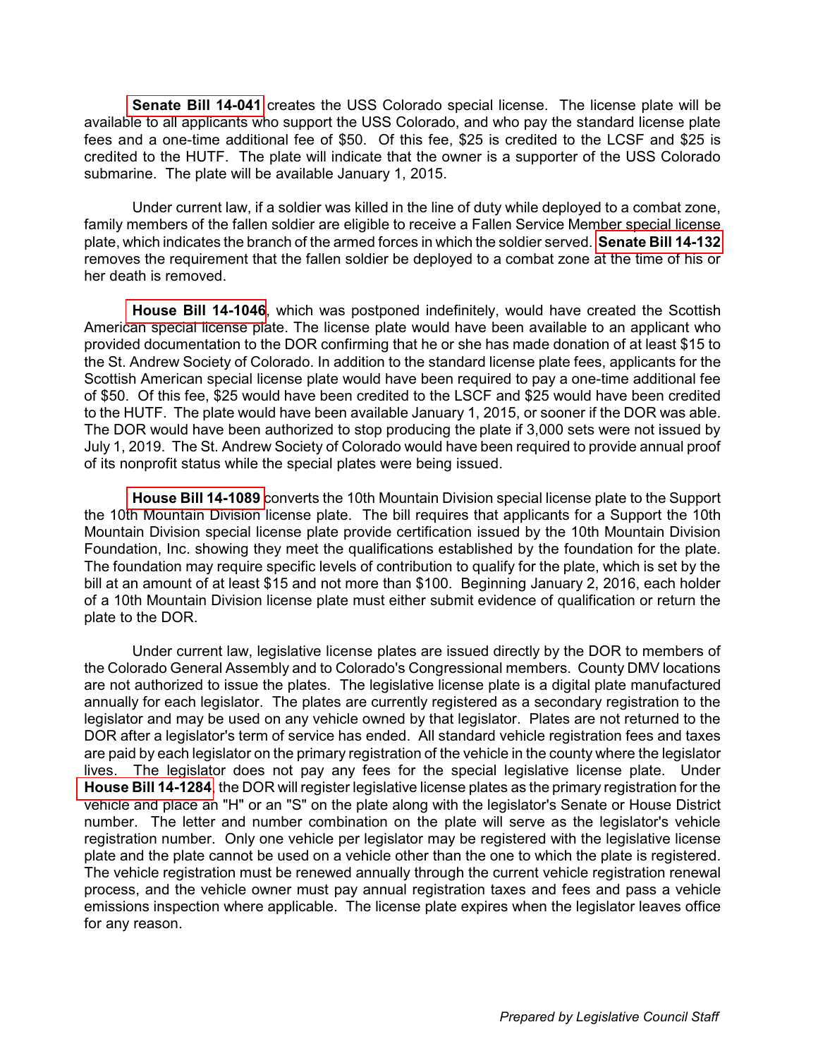**Senate Bill 14-041** creates the USS Colorado special license. The license plate will be available to all applicants who support the USS Colorado, and who pay the standard license plate fees and a one-time additional fee of $50. Of this fee, $25 is credited to the LCSF and $25 is credited to the HUTF. The plate will indicate that the owner is a supporter of the USS Colorado submarine. The plate will be available January 1, 2015.

Under current law, if a soldier was killed in the line of duty while deployed to a combat zone, family members of the fallen soldier are eligible to receive a Fallen Service Member special license plate, which indicates the branch of the armed forces in which the soldier served. **Senate Bill 14-132** removes the requirement that the fallen soldier be deployed to a combat zone at the time of his or her death is removed.

**House Bill 14-1046**, which was postponed indefinitely, would have created the Scottish American special license plate. The license plate would have been available to an applicant who provided documentation to the DOR confirming that he or she has made donation of at least $15 to the St. Andrew Society of Colorado. In addition to the standard license plate fees, applicants for the Scottish American special license plate would have been required to pay a one-time additional fee of $50. Of this fee, $25 would have been credited to the LSCF and $25 would have been credited to the HUTF. The plate would have been available January 1, 2015, or sooner if the DOR was able. The DOR would have been authorized to stop producing the plate if 3,000 sets were not issued by July 1, 2019. The St. Andrew Society of Colorado would have been required to provide annual proof of its nonprofit status while the special plates were being issued.

**House Bill 14-1089** converts the 10th Mountain Division special license plate to the Support the 10th Mountain Division license plate. The bill requires that applicants for a Support the 10th Mountain Division special license plate provide certification issued by the 10th Mountain Division Foundation, Inc. showing they meet the qualifications established by the foundation for the plate. The foundation may require specific levels of contribution to qualify for the plate, which is set by the bill at an amount of at least $15 and not more than $100. Beginning January 2, 2016, each holder of a 10th Mountain Division license plate must either submit evidence of qualification or return the plate to the DOR.

Under current law, legislative license plates are issued directly by the DOR to members of the Colorado General Assembly and to Colorado's Congressional members. County DMV locations are not authorized to issue the plates. The legislative license plate is a digital plate manufactured annually for each legislator. The plates are currently registered as a secondary registration to the legislator and may be used on any vehicle owned by that legislator. Plates are not returned to the DOR after a legislator's term of service has ended. All standard vehicle registration fees and taxes are paid by each legislator on the primary registration of the vehicle in the county where the legislator lives. The legislator does not pay any fees for the special legislative license plate. Under **House Bill 14-1284**, the DOR will register legislative license plates as the primary registration for the vehicle and place an "H" or an "S" on the plate along with the legislator's Senate or House District number. The letter and number combination on the plate will serve as the legislator's vehicle registration number. Only one vehicle per legislator may be registered with the legislative license plate and the plate cannot be used on a vehicle other than the one to which the plate is registered. The vehicle registration must be renewed annually through the current vehicle registration renewal process, and the vehicle owner must pay annual registration taxes and fees and pass a vehicle emissions inspection where applicable. The license plate expires when the legislator leaves office for any reason.

*Prepared by Legislative Council Staff*